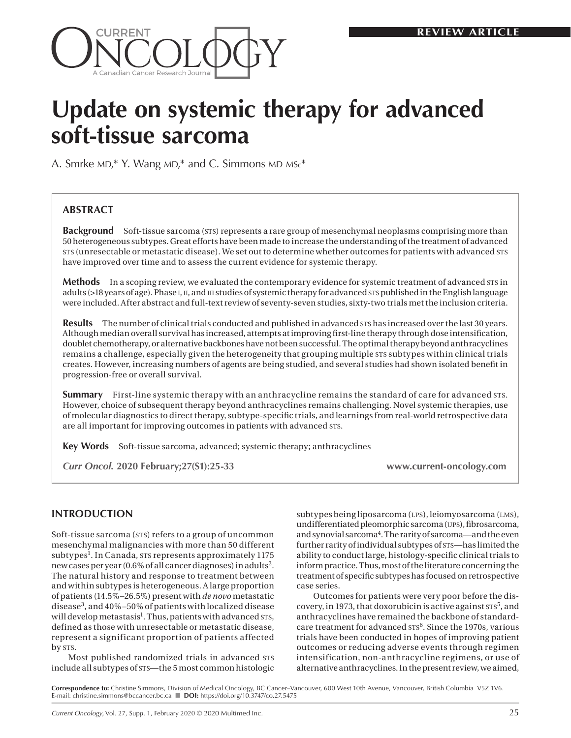REVIEW ARTICLE

# Update on systemic therapy for advanced soft-tissue sarcoma

A. Smrke MD,* Y. Wang MD,* and C. Simmons MD MSc*

## ABSTRACT

**Background** Soft-tissue sarcoma (STS) represents a rare group of mesenchymal neoplasms comprising more than 50 heterogeneous subtypes. Great efforts have been made to increase the understanding of the treatment of advanced STS (unresectable or metastatic disease). We set out to determine whether outcomes for patients with advanced STS have improved over time and to assess the current evidence for systemic therapy.

**Methods** In a scoping review, we evaluated the contemporary evidence for systemic treatment of advanced STS in adults (>18 years of age). Phase I, II, and III studies of systemic therapy for advanced STS published in the English language were included. After abstract and full-text review of seventy-seven studies, sixty-two trials met the inclusion criteria.

**Results** The number of clinical trials conducted and published in advanced STS has increased over the last 30 years. Although median overall survival has increased, attempts at improving first-line therapy through dose intensification, doublet chemotherapy, or alternative backbones have not been successful. The optimal therapy beyond anthracyclines remains a challenge, especially given the heterogeneity that grouping multiple STS subtypes within clinical trials creates. However, increasing numbers of agents are being studied, and several studies had shown isolated benefit in progression-free or overall survival.

**Summary** First-line systemic therapy with an anthracycline remains the standard of care for advanced STS. However, choice of subsequent therapy beyond anthracyclines remains challenging. Novel systemic therapies, use of molecular diagnostics to direct therapy, subtype-specific trials, and learnings from real-world retrospective data are all important for improving outcomes in patients with advanced STS.

**Key Words** Soft-tissue sarcoma, advanced; systemic therapy; anthracyclines

*Curr Oncol.* **2020 February;27(S1):25-33** **www.current-oncology.com**

## INTRODUCTION

Soft-tissue sarcoma (STS) refers to a group of uncommon mesenchymal malignancies with more than 50 different subtypes[1]. In Canada, STS represents approximately 1175 new cases per year (0.6% of all cancer diagnoses) in adults[2]. The natural history and response to treatment between and within subtypes is heterogeneous. A large proportion of patients (14.5%–26.5%) present with *de novo* metastatic disease[3], and 40%–50% of patients with localized disease will develop metastasis[1]. Thus, patients with advanced STS, defined as those with unresectable or metastatic disease, represent a significant proportion of patients affected by STS.

Most published randomized trials in advanced STS include all subtypes of STS—the 5 most common histologic subtypes being liposarcoma (LPS), leiomyosarcoma (LMS), undifferentiated pleomorphic sarcoma (UPS), fibrosarcoma, and synovial sarcoma[4]. The rarity of sarcoma—and the even further rarity of individual subtypes of STS—has limited the ability to conduct large, histology-specific clinical trials to inform practice. Thus, most of the literature concerning the treatment of specific subtypes has focused on retrospective case series.

Outcomes for patients were very poor before the discovery, in 1973, that doxorubicin is active against STS[5], and anthracyclines have remained the backbone of standard-care treatment for advanced STS[6]. Since the 1970s, various trials have been conducted in hopes of improving patient outcomes or reducing adverse events through regimen intensification, non-anthracycline regimens, or use of alternative anthracyclines. In the present review, we aimed,

**Correspondence to:** Christine Simmons, Division of Medical Oncology, BC Cancer–Vancouver, 600 West 10th Avenue, Vancouver, British Columbia V5Z 1V6. E-mail: christine.simmons@bccancer.bc.ca ■ **DOI:** https://doi.org/10.3747/co.27.5475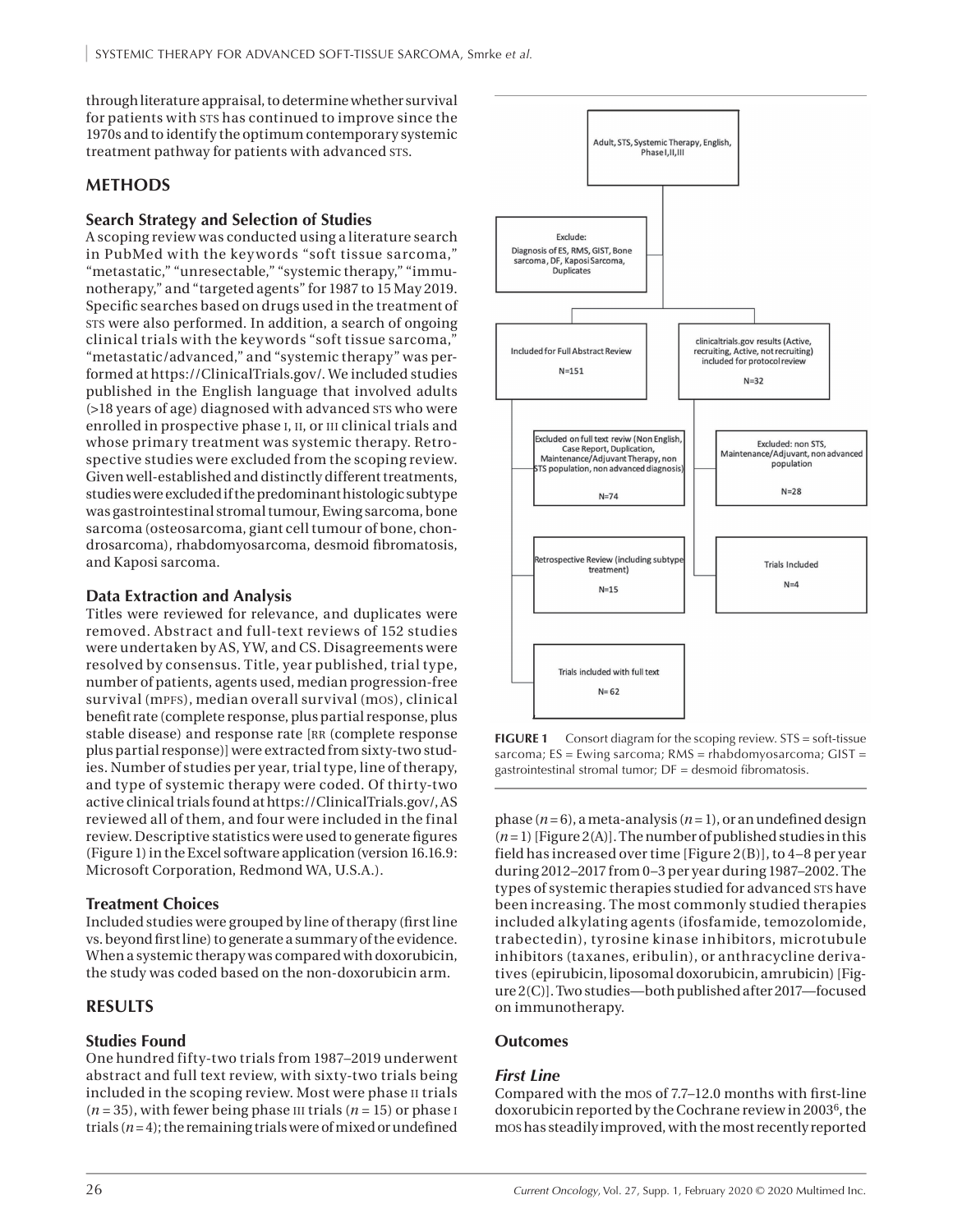through literature appraisal, to determine whether survival for patients with STS has continued to improve since the 1970s and to identify the optimum contemporary systemic treatment pathway for patients with advanced STS.

## METHODS

### Search Strategy and Selection of Studies

A scoping review was conducted using a literature search in PubMed with the keywords "soft tissue sarcoma," "metastatic," "unresectable," "systemic therapy," "immunotherapy," and "targeted agents" for 1987 to 15 May 2019. Specific searches based on drugs used in the treatment of STS were also performed. In addition, a search of ongoing clinical trials with the keywords "soft tissue sarcoma," "metastatic/advanced," and "systemic therapy" was performed at https://ClinicalTrials.gov/. We included studies published in the English language that involved adults (>18 years of age) diagnosed with advanced STS who were enrolled in prospective phase I, II, or III clinical trials and whose primary treatment was systemic therapy. Retrospective studies were excluded from the scoping review. Given well-established and distinctly different treatments, studies were excluded if the predominant histologic subtype was gastrointestinal stromal tumour, Ewing sarcoma, bone sarcoma (osteosarcoma, giant cell tumour of bone, chondrosarcoma), rhabdomyosarcoma, desmoid fibromatosis, and Kaposi sarcoma.

### Data Extraction and Analysis

Titles were reviewed for relevance, and duplicates were removed. Abstract and full-text reviews of 152 studies were undertaken by AS, YW, and CS. Disagreements were resolved by consensus. Title, year published, trial type, number of patients, agents used, median progression-free survival (mPFS), median overall survival (mOS), clinical benefit rate (complete response, plus partial response, plus stable disease) and response rate [RR (complete response plus partial response)] were extracted from sixty-two studies. Number of studies per year, trial type, line of therapy, and type of systemic therapy were coded. Of thirty-two active clinical trials found at https://ClinicalTrials.gov/, AS reviewed all of them, and four were included in the final review. Descriptive statistics were used to generate figures (Figure 1) in the Excel software application (version 16.16.9: Microsoft Corporation, Redmond WA, U.S.A.).

### Treatment Choices

Included studies were grouped by line of therapy (first line vs. beyond first line) to generate a summary of the evidence. When a systemic therapy was compared with doxorubicin, the study was coded based on the non-doxorubicin arm.

## RESULTS

### Studies Found

One hundred fifty-two trials from 1987–2019 underwent abstract and full text review, with sixty-two trials being included in the scoping review. Most were phase II trials ($n = 35$), with fewer being phase III trials ($n = 15$) or phase I trials ($n = 4$); the remaining trials were of mixed or undefined phase ($n = 6$), a meta-analysis ($n = 1$), or an undefined design ($n = 1$) [Figure 2(A)]. The number of published studies in this field has increased over time [Figure 2(B)], to 4–8 per year during 2012–2017 from 0–3 per year during 1987–2002. The types of systemic therapies studied for advanced STS have been increasing. The most commonly studied therapies included alkylating agents (ifosfamide, temozolomide, trabectedin), tyrosine kinase inhibitors, microtubule inhibitors (taxanes, eribulin), or anthracycline derivatives (epirubicin, liposomal doxorubicin, amrubicin) [Figure 2(C)]. Two studies—both published after 2017—focused on immunotherapy.

Adult, STS, Systemic Therapy, English, Phase I,II,III

Exclude: Diagnosis of ES, RMS, GIST, Bone sarcoma, DF, Kaposi Sarcoma, Duplicates

Included for Full Abstract Review N=151

clinicaltrials.gov results (Active, recruiting, Active, not recruiting) included for protocol review N=32

Excluded on full text reviw (Non English, Case Report, Duplication, Maintenance/Adjuvant Therapy, non STS population, non advanced diagnosis) N=74

Excluded: non STS, Maintenance/Adjuvant, non advanced population N=28

Retrospective Review (including subtype treatment) N=15

Trials Included N=4

Trials included with full text N= 62

**FIGURE 1** Consort diagram for the scoping review. STS = soft-tissue sarcoma; ES = Ewing sarcoma; RMS = rhabdomyosarcoma; GIST = gastrointestinal stromal tumor; DF = desmoid fibromatosis.

### Outcomes

#### *First Line*

Compared with the mOS of 7.7–12.0 months with first-line doxorubicin reported by the Cochrane review in 2003[6], the mOS has steadily improved, with the most recently reported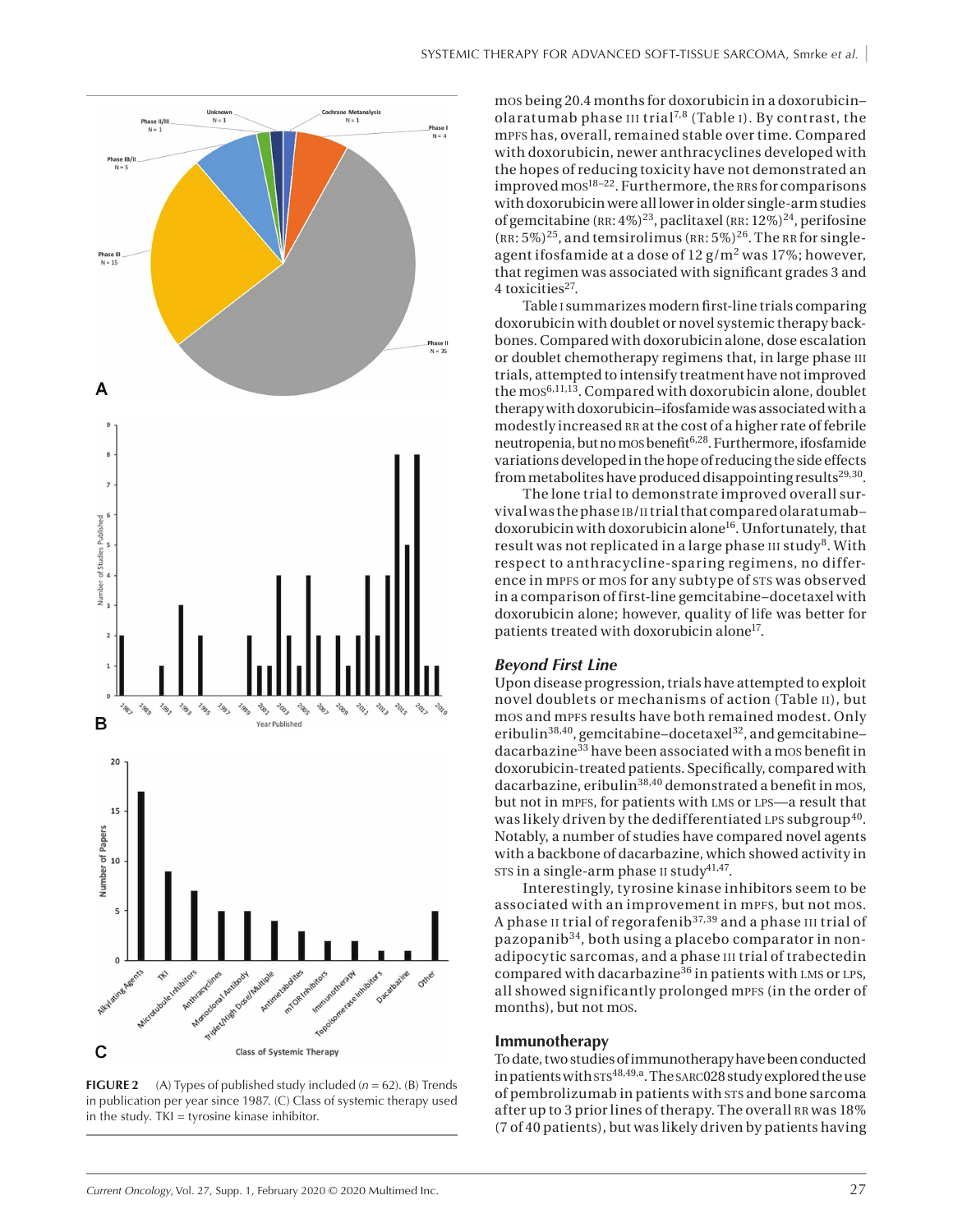FIGURE 2 (A) Types of published study included ($n$ = 62). (B) Trends in publication per year since 1987. (C) Class of systemic therapy used in the study. TKI = tyrosine kinase inhibitor.

mOS being 20.4 months for doxorubicin in a doxorubicin–olaratumab phase III trial[7,8] (Table I). By contrast, the mPFS has, overall, remained stable over time. Compared with doxorubicin, newer anthracyclines developed with the hopes of reducing toxicity have not demonstrated an improved mOS[18–22]. Furthermore, the RRs for comparisons with doxorubicin were all lower in older single-arm studies of gemcitabine (RR: 4%)[23], paclitaxel (RR: 12%)[24], perifosine (RR: 5%)[25], and temsirolimus (RR: 5%)[26]. The RR for single-agent ifosfamide at a dose of 12 g/m$^2$ was 17%; however, that regimen was associated with significant grades 3 and 4 toxicities[27].

Table I summarizes modern first-line trials comparing doxorubicin with doublet or novel systemic therapy backbones. Compared with doxorubicin alone, dose escalation or doublet chemotherapy regimens that, in large phase III trials, attempted to intensify treatment have not improved the mOS[6,11,13]. Compared with doxorubicin alone, doublet therapy with doxorubicin–ifosfamide was associated with a modestly increased RR at the cost of a higher rate of febrile neutropenia, but no mOS benefit[6,28]. Furthermore, ifosfamide variations developed in the hope of reducing the side effects from metabolites have produced disappointing results[29,30].

The lone trial to demonstrate improved overall survival was the phase IB/II trial that compared olaratumab–doxorubicin with doxorubicin alone[16]. Unfortunately, that result was not replicated in a large phase III study[8]. With respect to anthracycline-sparing regimens, no difference in mPFS or mOS for any subtype of STS was observed in a comparison of first-line gemcitabine–docetaxel with doxorubicin alone; however, quality of life was better for patients treated with doxorubicin alone[17].

### *Beyond First Line*

Upon disease progression, trials have attempted to exploit novel doublets or mechanisms of action (Table II), but mOS and mPFS results have both remained modest. Only eribulin[38,40], gemcitabine–docetaxel[32], and gemcitabine–dacarbazine[33] have been associated with a mOS benefit in doxorubicin-treated patients. Specifically, compared with dacarbazine, eribulin[38,40] demonstrated a benefit in mOS, but not in mPFS, for patients with LMS or LPS—a result that was likely driven by the dedifferentiated LPS subgroup[40]. Notably, a number of studies have compared novel agents with a backbone of dacarbazine, which showed activity in STS in a single-arm phase II study[41,47].

Interestingly, tyrosine kinase inhibitors seem to be associated with an improvement in mPFS, but not mOS. A phase II trial of regorafenib[37,39] and a phase III trial of pazopanib[34], both using a placebo comparator in non-adipocytic sarcomas, and a phase III trial of trabectedin compared with dacarbazine[36] in patients with LMS or LPS, all showed significantly prolonged mPFS (in the order of months), but not mOS.

### Immunotherapy

To date, two studies of immunotherapy have been conducted in patients with STS[48,49,a]. The SARC028 study explored the use of pembrolizumab in patients with STS and bone sarcoma after up to 3 prior lines of therapy. The overall RR was 18% (7 of 40 patients), but was likely driven by patients having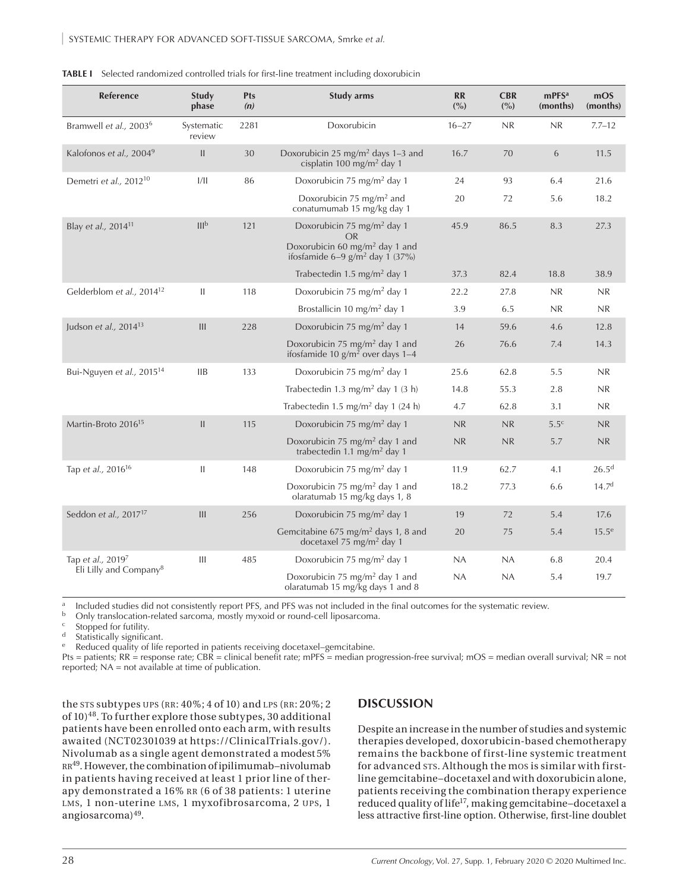**TABLE I** Selected randomized controlled trials for first-line treatment including doxorubicin

| Reference | Study phase | Pts (n) | Study arms | RR (%) | CBR (%) | mPFS[a] (months) | mOS (months) |
|---|---|---|---|---|---|---|---|
| Bramwell et al., 2003[6] | Systematic review | 2281 | Doxorubicin | 16–27 | NR | NR | 7.7–12 |
| Kalofonos et al., 2004[9] | II | 30 | Doxorubicin 25 mg/m² days 1–3 and cisplatin 100 mg/m² day 1 | 16.7 | 70 | 6 | 11.5 |
| Demetri et al., 2012[10] | I/II | 86 | Doxorubicin 75 mg/m² day 1 | 24 | 93 | 6.4 | 21.6 |
| | | | Doxorubicin 75 mg/m² and conatumumab 15 mg/kg day 1 | 20 | 72 | 5.6 | 18.2 |
| Blay et al., 2014[11] | III[b] | 121 | Doxorubicin 75 mg/m² day 1 OR Doxorubicin 60 mg/m² day 1 and ifosfamide 6–9 g/m² day 1 (37%) | 45.9 | 86.5 | 8.3 | 27.3 |
| | | | Trabectedin 1.5 mg/m² day 1 | 37.3 | 82.4 | 18.8 | 38.9 |
| Gelderblom et al., 2014[12] | II | 118 | Doxorubicin 75 mg/m² day 1 | 22.2 | 27.8 | NR | NR |
| | | | Brostallicin 10 mg/m² day 1 | 3.9 | 6.5 | NR | NR |
| Judson et al., 2014[13] | III | 228 | Doxorubicin 75 mg/m² day 1 | 14 | 59.6 | 4.6 | 12.8 |
| | | | Doxorubicin 75 mg/m² day 1 and ifosfamide 10 g/m² over days 1–4 | 26 | 76.6 | 7.4 | 14.3 |
| Bui-Nguyen et al., 2015[14] | IIB | 133 | Doxorubicin 75 mg/m² day 1 | 25.6 | 62.8 | 5.5 | NR |
| | | | Trabectedin 1.3 mg/m² day 1 (3 h) | 14.8 | 55.3 | 2.8 | NR |
| | | | Trabectedin 1.5 mg/m² day 1 (24 h) | 4.7 | 62.8 | 3.1 | NR |
| Martin-Broto 2016[15] | II | 115 | Doxorubicin 75 mg/m² day 1 | NR | NR | 5.5[c] | NR |
| | | | Doxorubicin 75 mg/m² day 1 and trabectedin 1.1 mg/m² day 1 | NR | NR | 5.7 | NR |
| Tap et al., 2016[16] | II | 148 | Doxorubicin 75 mg/m² day 1 | 11.9 | 62.7 | 4.1 | 26.5[d] |
| | | | Doxorubicin 75 mg/m² day 1 and olaratumab 15 mg/kg days 1, 8 | 18.2 | 77.3 | 6.6 | 14.7[d] |
| Seddon et al., 2017[17] | III | 256 | Doxorubicin 75 mg/m² day 1 | 19 | 72 | 5.4 | 17.6 |
| | | | Gemcitabine 675 mg/m² days 1, 8 and docetaxel 75 mg/m² day 1 | 20 | 75 | 5.4 | 15.5[e] |
| Tap et al., 2019[7] Eli Lilly and Company[8] | III | 485 | Doxorubicin 75 mg/m² day 1 | NA | NA | 6.8 | 20.4 |
| | | | Doxorubicin 75 mg/m² day 1 and olaratumab 15 mg/kg days 1 and 8 | NA | NA | 5.4 | 19.7 |

[a] Included studies did not consistently report PFS, and PFS was not included in the final outcomes for the systematic review.
[b] Only translocation-related sarcoma, mostly myxoid or round-cell liposarcoma.
[c] Stopped for futility.
[d] Statistically significant.
[e] Reduced quality of life reported in patients receiving docetaxel–gemcitabine.
Pts = patients; RR = response rate; CBR = clinical benefit rate; mPFS = median progression-free survival; mOS = median overall survival; NR = not reported; NA = not available at time of publication.

the STS subtypes UPS (RR: 40%; 4 of 10) and LPS (RR: 20%; 2 of 10)[48]. To further explore those subtypes, 30 additional patients have been enrolled onto each arm, with results awaited (NCT02301039 at https://ClinicalTrials.gov/). Nivolumab as a single agent demonstrated a modest 5% RR[49]. However, the combination of ipilimumab–nivolumab in patients having received at least 1 prior line of therapy demonstrated a 16% RR (6 of 38 patients: 1 uterine LMS, 1 non-uterine LMS, 1 myxofibrosarcoma, 2 UPS, 1 angiosarcoma)[49].

## DISCUSSION

Despite an increase in the number of studies and systemic therapies developed, doxorubicin-based chemotherapy remains the backbone of first-line systemic treatment for advanced STS. Although the MOS is similar with first-line gemcitabine–docetaxel and with doxorubicin alone, patients receiving the combination therapy experience reduced quality of life[17], making gemcitabine–docetaxel a less attractive first-line option. Otherwise, first-line doublet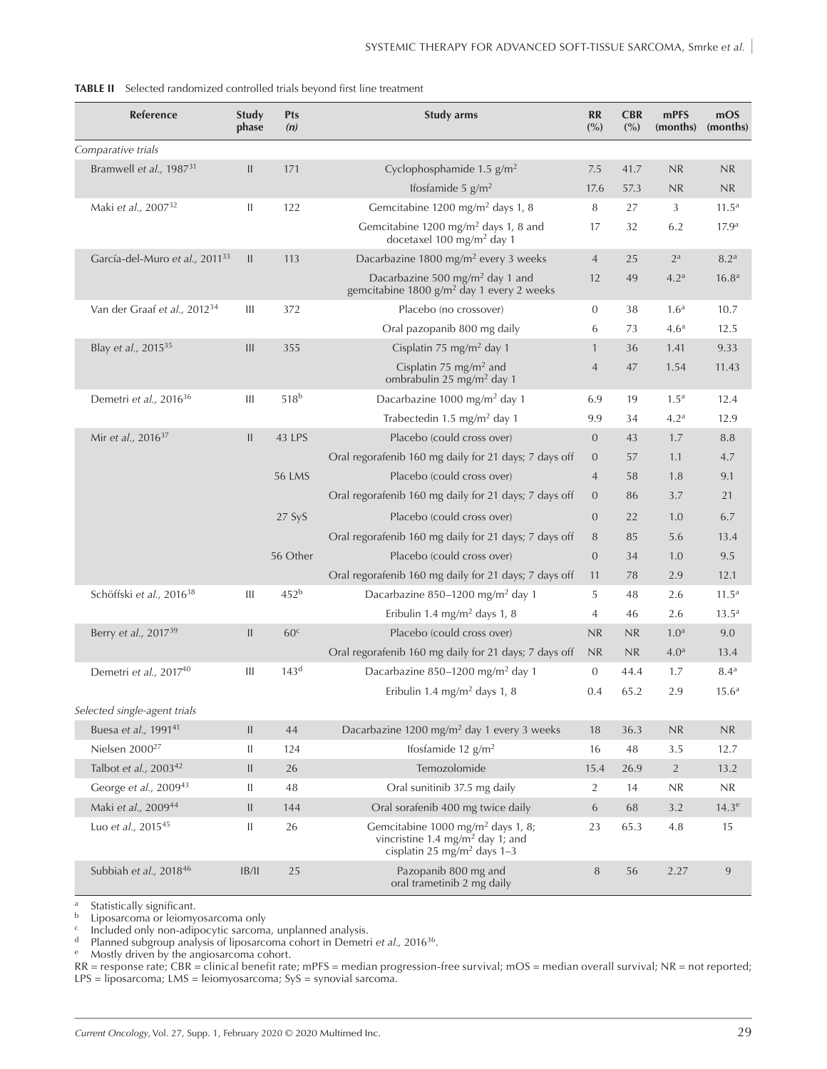**TABLE II** Selected randomized controlled trials beyond first line treatment

| Reference | Study phase | Pts (n) | Study arms | RR (%) | CBR (%) | mPFS (months) | mOS (months) |
|---|---|---|---|---|---|---|---|
| *Comparative trials* | | | | | | | |
| Bramwell *et al.*, 1987[31] | II | 171 | Cyclophosphamide 1.5 g/m$^2$ | 7.5 | 41.7 | NR | NR |
| | | | Ifosfamide 5 g/m$^2$ | 17.6 | 57.3 | NR | NR |
| Maki *et al.*, 2007[32] | II | 122 | Gemcitabine 1200 mg/m$^2$ days 1, 8 | 8 | 27 | 3 | 11.5[a] |
| | | | Gemcitabine 1200 mg/m$^2$ days 1, 8 and docetaxel 100 mg/m$^2$ day 1 | 17 | 32 | 6.2 | 17.9[a] |
| García-del-Muro *et al.*, 2011[33] | II | 113 | Dacarbazine 1800 mg/m$^2$ every 3 weeks | 4 | 25 | 2[a] | 8.2[a] |
| | | | Dacarbazine 500 mg/m$^2$ day 1 and gemcitabine 1800 g/m$^2$ day 1 every 2 weeks | 12 | 49 | 4.2[a] | 16.8[a] |
| Van der Graaf *et al.*, 2012[34] | III | 372 | Placebo (no crossover) | 0 | 38 | 1.6[a] | 10.7 |
| | | | Oral pazopanib 800 mg daily | 6 | 73 | 4.6[a] | 12.5 |
| Blay *et al.*, 2015[35] | III | 355 | Cisplatin 75 mg/m$^2$ day 1 | 1 | 36 | 1.41 | 9.33 |
| | | | Cisplatin 75 mg/m$^2$ and ombrabulin 25 mg/m$^2$ day 1 | 4 | 47 | 1.54 | 11.43 |
| Demetri *et al.*, 2016[36] | III | 518[b] | Dacarbazine 1000 mg/m$^2$ day 1 | 6.9 | 19 | 1.5[a] | 12.4 |
| | | | Trabectedin 1.5 mg/m$^2$ day 1 | 9.9 | 34 | 4.2[a] | 12.9 |
| Mir *et al.*, 2016[37] | II | 43 LPS | Placebo (could cross over) | 0 | 43 | 1.7 | 8.8 |
| | | | Oral regorafenib 160 mg daily for 21 days; 7 days off | 0 | 57 | 1.1 | 4.7 |
| | | 56 LMS | Placebo (could cross over) | 4 | 58 | 1.8 | 9.1 |
| | | | Oral regorafenib 160 mg daily for 21 days; 7 days off | 0 | 86 | 3.7 | 21 |
| | | 27 SyS | Placebo (could cross over) | 0 | 22 | 1.0 | 6.7 |
| | | | Oral regorafenib 160 mg daily for 21 days; 7 days off | 8 | 85 | 5.6 | 13.4 |
| | | 56 Other | Placebo (could cross over) | 0 | 34 | 1.0 | 9.5 |
| | | | Oral regorafenib 160 mg daily for 21 days; 7 days off | 11 | 78 | 2.9 | 12.1 |
| Schöffski *et al.*, 2016[38] | III | 452[b] | Dacarbazine 850–1200 mg/m$^2$ day 1 | 5 | 48 | 2.6 | 11.5[a] |
| | | | Eribulin 1.4 mg/m$^2$ days 1, 8 | 4 | 46 | 2.6 | 13.5[a] |
| Berry *et al.*, 2017[39] | II | 60[c] | Placebo (could cross over) | NR | NR | 1.0[a] | 9.0 |
| | | | Oral regorafenib 160 mg daily for 21 days; 7 days off | NR | NR | 4.0[a] | 13.4 |
| Demetri *et al.*, 2017[40] | III | 143[d] | Dacarbazine 850–1200 mg/m$^2$ day 1 | 0 | 44.4 | 1.7 | 8.4[a] |
| | | | Eribulin 1.4 mg/m$^2$ days 1, 8 | 0.4 | 65.2 | 2.9 | 15.6[a] |
| *Selected single-agent trials* | | | | | | | |
| Buesa *et al.*, 1991[41] | II | 44 | Dacarbazine 1200 mg/m$^2$ day 1 every 3 weeks | 18 | 36.3 | NR | NR |
| Nielsen 2000[27] | II | 124 | Ifosfamide 12 g/m$^2$ | 16 | 48 | 3.5 | 12.7 |
| Talbot *et al.*, 2003[42] | II | 26 | Temozolomide | 15.4 | 26.9 | 2 | 13.2 |
| George *et al.*, 2009[43] | II | 48 | Oral sunitinib 37.5 mg daily | 2 | 14 | NR | NR |
| Maki *et al.*, 2009[44] | II | 144 | Oral sorafenib 400 mg twice daily | 6 | 68 | 3.2 | 14.3[e] |
| Luo *et al.*, 2015[45] | II | 26 | Gemcitabine 1000 mg/m$^2$ days 1, 8; vincristine 1.4 mg/m$^2$ day 1; and cisplatin 25 mg/m$^2$ days 1–3 | 23 | 65.3 | 4.8 | 15 |
| Subbiah *et al.*, 2018[46] | IB/II | 25 | Pazopanib 800 mg and oral trametinib 2 mg daily | 8 | 56 | 2.27 | 9 |

[a] Statistically significant.
[b] Liposarcoma or leiomyosarcoma only
[c] Included only non-adipocytic sarcoma, unplanned analysis.
[d] Planned subgroup analysis of liposarcoma cohort in Demetri *et al.*, 2016[36].
[e] Mostly driven by the angiosarcoma cohort.

RR = response rate; CBR = clinical benefit rate; mPFS = median progression-free survival; mOS = median overall survival; NR = not reported; LPS = liposarcoma; LMS = leiomyosarcoma; SyS = synovial sarcoma.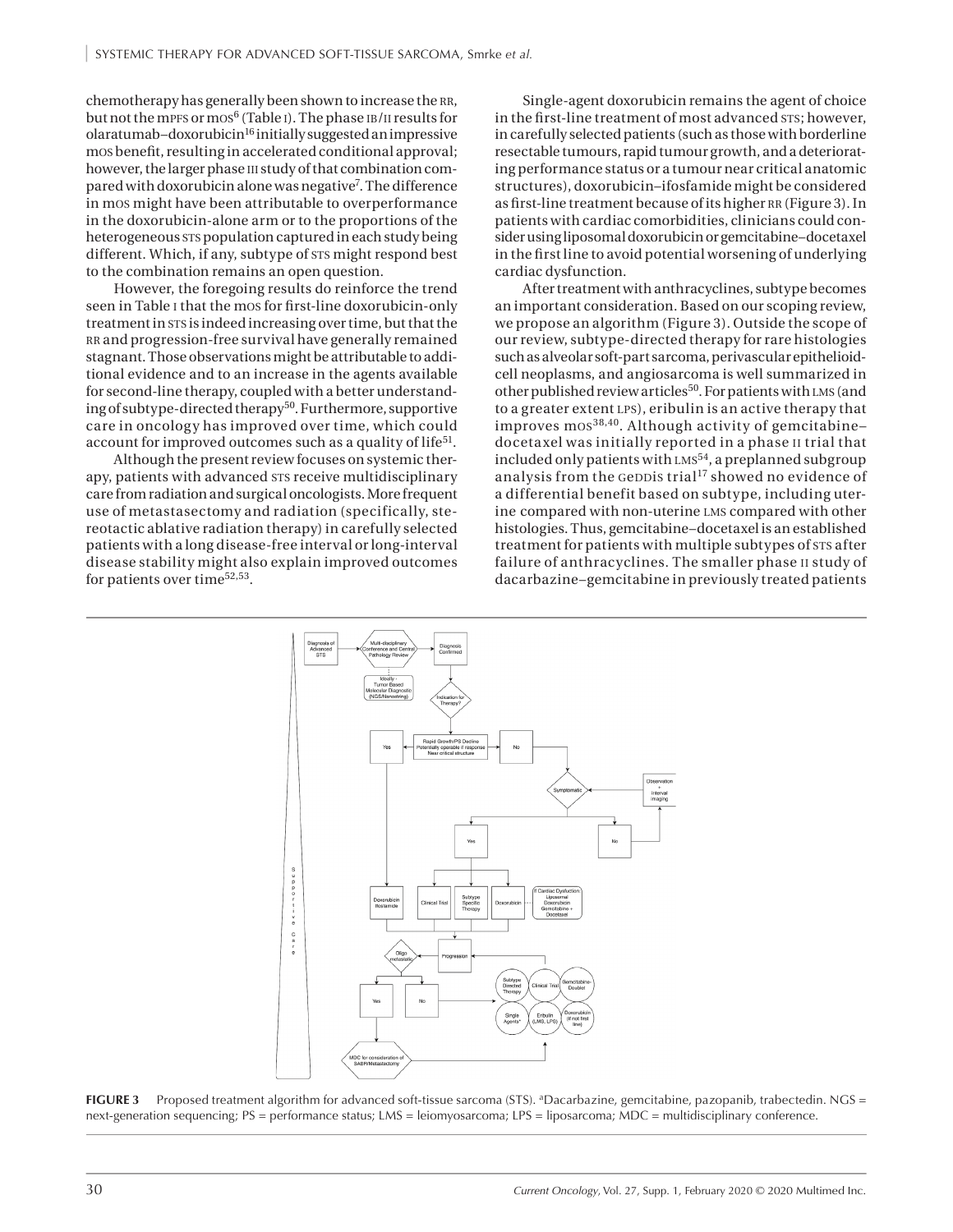chemotherapy has generally been shown to increase the RR, but not the mPFS or mOS[6] (Table I). The phase IB/II results for olaratumab–doxorubicin[16] initially suggested an impressive mOS benefit, resulting in accelerated conditional approval; however, the larger phase III study of that combination compared with doxorubicin alone was negative[7]. The difference in mOS might have been attributable to overperformance in the doxorubicin-alone arm or to the proportions of the heterogeneous STS population captured in each study being different. Which, if any, subtype of STS might respond best to the combination remains an open question.

However, the foregoing results do reinforce the trend seen in Table I that the mOS for first-line doxorubicin-only treatment in STS is indeed increasing over time, but that the RR and progression-free survival have generally remained stagnant. Those observations might be attributable to additional evidence and to an increase in the agents available for second-line therapy, coupled with a better understanding of subtype-directed therapy[50]. Furthermore, supportive care in oncology has improved over time, which could account for improved outcomes such as a quality of life[51].

Although the present review focuses on systemic therapy, patients with advanced STS receive multidisciplinary care from radiation and surgical oncologists. More frequent use of metastasectomy and radiation (specifically, stereotactic ablative radiation therapy) in carefully selected patients with a long disease-free interval or long-interval disease stability might also explain improved outcomes for patients over time[52,53].

Single-agent doxorubicin remains the agent of choice in the first-line treatment of most advanced STS; however, in carefully selected patients (such as those with borderline resectable tumours, rapid tumour growth, and a deteriorating performance status or a tumour near critical anatomic structures), doxorubicin–ifosfamide might be considered as first-line treatment because of its higher RR (Figure 3). In patients with cardiac comorbidities, clinicians could consider using liposomal doxorubicin or gemcitabine–docetaxel in the first line to avoid potential worsening of underlying cardiac dysfunction.

After treatment with anthracyclines, subtype becomes an important consideration. Based on our scoping review, we propose an algorithm (Figure 3). Outside the scope of our review, subtype-directed therapy for rare histologies such as alveolar soft-part sarcoma, perivascular epithelioid-cell neoplasms, and angiosarcoma is well summarized in other published review articles[50]. For patients with LMS (and to a greater extent LPS), eribulin is an active therapy that improves mOS[38,40]. Although activity of gemcitabine–docetaxel was initially reported in a phase II trial that included only patients with LMS[54], a preplanned subgroup analysis from the GEDDIS trial[17] showed no evidence of a differential benefit based on subtype, including uterine compared with non-uterine LMS compared with other histologies. Thus, gemcitabine–docetaxel is an established treatment for patients with multiple subtypes of STS after failure of anthracyclines. The smaller phase II study of dacarbazine–gemcitabine in previously treated patients

**FIGURE 3** Proposed treatment algorithm for advanced soft-tissue sarcoma (STS). [a]Dacarbazine, gemcitabine, pazopanib, trabectedin. NGS = next-generation sequencing; PS = performance status; LMS = leiomyosarcoma; LPS = liposarcoma; MDC = multidisciplinary conference.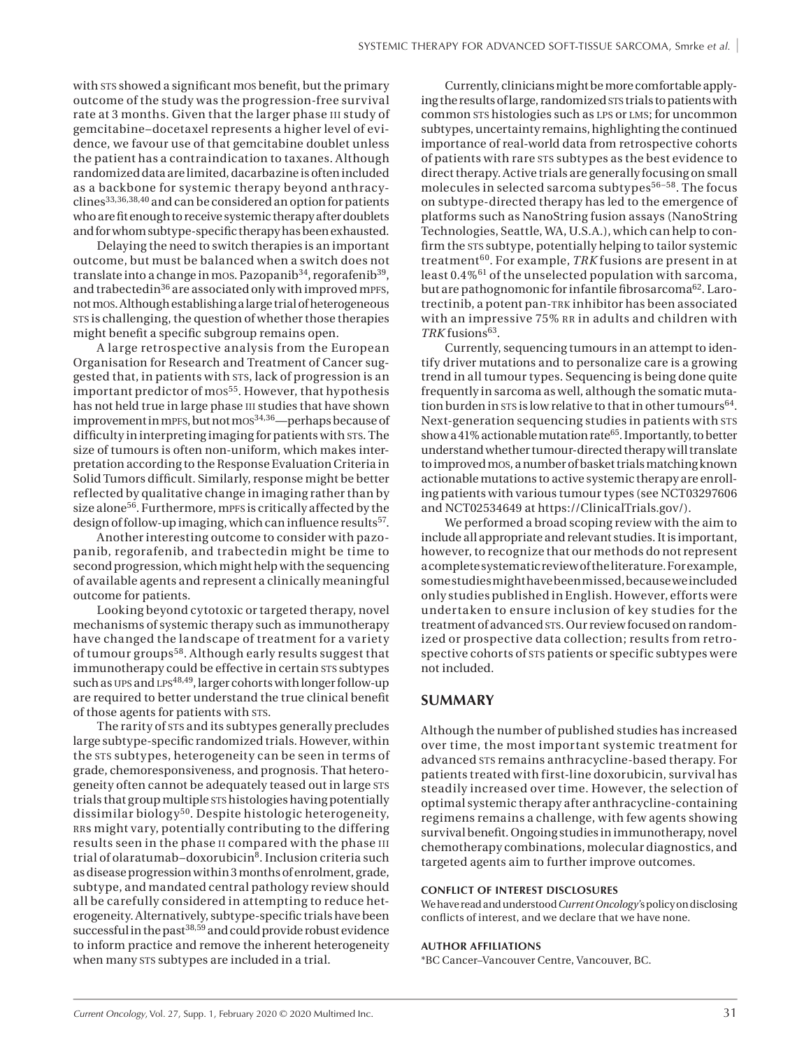with STS showed a significant mOS benefit, but the primary outcome of the study was the progression-free survival rate at 3 months. Given that the larger phase III study of gemcitabine–docetaxel represents a higher level of evidence, we favour use of that gemcitabine doublet unless the patient has a contraindication to taxanes. Although randomized data are limited, dacarbazine is often included as a backbone for systemic therapy beyond anthracyclines[33,36,38,40] and can be considered an option for patients who are fit enough to receive systemic therapy after doublets and for whom subtype-specific therapy has been exhausted.

Delaying the need to switch therapies is an important outcome, but must be balanced when a switch does not translate into a change in mOS. Pazopanib[34], regorafenib[39], and trabectedin[36] are associated only with improved mPFS, not mOS. Although establishing a large trial of heterogeneous STS is challenging, the question of whether those therapies might benefit a specific subgroup remains open.

A large retrospective analysis from the European Organisation for Research and Treatment of Cancer suggested that, in patients with STS, lack of progression is an important predictor of mOS[55]. However, that hypothesis has not held true in large phase III studies that have shown improvement in mPFS, but not mOS[34,36]—perhaps because of difficulty in interpreting imaging for patients with STS. The size of tumours is often non-uniform, which makes interpretation according to the Response Evaluation Criteria in Solid Tumors difficult. Similarly, response might be better reflected by qualitative change in imaging rather than by size alone[56]. Furthermore, mPFS is critically affected by the design of follow-up imaging, which can influence results[57].

Another interesting outcome to consider with pazopanib, regorafenib, and trabectedin might be time to second progression, which might help with the sequencing of available agents and represent a clinically meaningful outcome for patients.

Looking beyond cytotoxic or targeted therapy, novel mechanisms of systemic therapy such as immunotherapy have changed the landscape of treatment for a variety of tumour groups[58]. Although early results suggest that immunotherapy could be effective in certain STS subtypes such as UPS and LPS[48,49], larger cohorts with longer follow-up are required to better understand the true clinical benefit of those agents for patients with STS.

The rarity of STS and its subtypes generally precludes large subtype-specific randomized trials. However, within the STS subtypes, heterogeneity can be seen in terms of grade, chemoresponsiveness, and prognosis. That heterogeneity often cannot be adequately teased out in large STS trials that group multiple STS histologies having potentially dissimilar biology[50]. Despite histologic heterogeneity, RRs might vary, potentially contributing to the differing results seen in the phase II compared with the phase III trial of olaratumab–doxorubicin[8]. Inclusion criteria such as disease progression within 3 months of enrolment, grade, subtype, and mandated central pathology review should all be carefully considered in attempting to reduce heterogeneity. Alternatively, subtype-specific trials have been successful in the past[38,59] and could provide robust evidence to inform practice and remove the inherent heterogeneity when many STS subtypes are included in a trial.

Currently, clinicians might be more comfortable applying the results of large, randomized STS trials to patients with common STS histologies such as LPS or LMS; for uncommon subtypes, uncertainty remains, highlighting the continued importance of real-world data from retrospective cohorts of patients with rare STS subtypes as the best evidence to direct therapy. Active trials are generally focusing on small molecules in selected sarcoma subtypes[56–58]. The focus on subtype-directed therapy has led to the emergence of platforms such as NanoString fusion assays (NanoString Technologies, Seattle, WA, U.S.A.), which can help to confirm the STS subtype, potentially helping to tailor systemic treatment[60]. For example, *TRK* fusions are present in at least 0.4%[61] of the unselected population with sarcoma, but are pathognomonic for infantile fibrosarcoma[62]. Larotrectinib, a potent pan-TRK inhibitor has been associated with an impressive 75% RR in adults and children with *TRK* fusions[63].

Currently, sequencing tumours in an attempt to identify driver mutations and to personalize care is a growing trend in all tumour types. Sequencing is being done quite frequently in sarcoma as well, although the somatic mutation burden in STS is low relative to that in other tumours[64]. Next-generation sequencing studies in patients with STS show a 41% actionable mutation rate[65]. Importantly, to better understand whether tumour-directed therapy will translate to improved mOS, a number of basket trials matching known actionable mutations to active systemic therapy are enrolling patients with various tumour types (see NCT03297606 and NCT02534649 at https://ClinicalTrials.gov/).

We performed a broad scoping review with the aim to include all appropriate and relevant studies. It is important, however, to recognize that our methods do not represent a complete systematic review of the literature. For example, some studies might have been missed, because we included only studies published in English. However, efforts were undertaken to ensure inclusion of key studies for the treatment of advanced STS. Our review focused on randomized or prospective data collection; results from retrospective cohorts of STS patients or specific subtypes were not included.

## SUMMARY

Although the number of published studies has increased over time, the most important systemic treatment for advanced STS remains anthracycline-based therapy. For patients treated with first-line doxorubicin, survival has steadily increased over time. However, the selection of optimal systemic therapy after anthracycline-containing regimens remains a challenge, with few agents showing survival benefit. Ongoing studies in immunotherapy, novel chemotherapy combinations, molecular diagnostics, and targeted agents aim to further improve outcomes.

#### CONFLICT OF INTEREST DISCLOSURES

We have read and understood *Current Oncology*'s policy on disclosing conflicts of interest, and we declare that we have none.

#### AUTHOR AFFILIATIONS

*BC Cancer–Vancouver Centre, Vancouver, BC.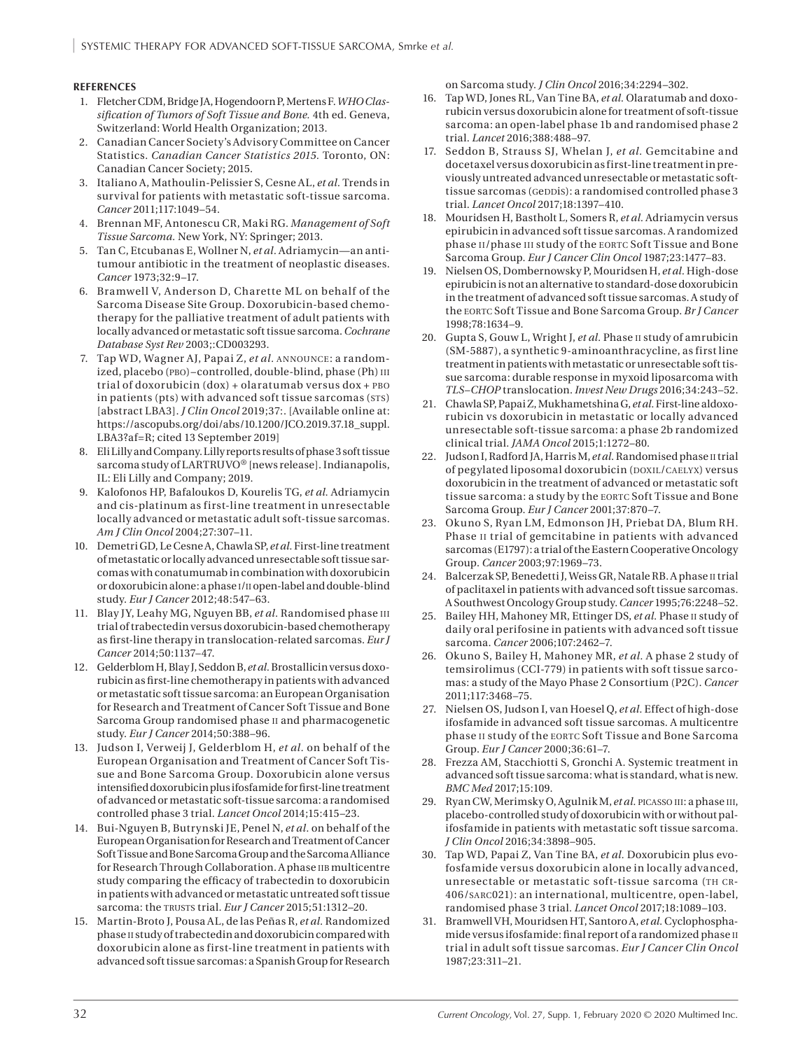**REFERENCES**

1. Fletcher CDM, Bridge JA, Hogendoorn P, Mertens F. *WHO Classification of Tumors of Soft Tissue and Bone.* 4th ed. Geneva, Switzerland: World Health Organization; 2013.
2. Canadian Cancer Society's Advisory Committee on Cancer Statistics. *Canadian Cancer Statistics 2015.* Toronto, ON: Canadian Cancer Society; 2015.
3. Italiano A, Mathoulin-Pelissier S, Cesne AL, *et al.* Trends in survival for patients with metastatic soft-tissue sarcoma. *Cancer* 2011;117:1049–54.
4. Brennan MF, Antonescu CR, Maki RG. *Management of Soft Tissue Sarcoma.* New York, NY: Springer; 2013.
5. Tan C, Etcubanas E, Wollner N, *et al.* Adriamycin—an antitumour antibiotic in the treatment of neoplastic diseases. *Cancer* 1973;32:9–17.
6. Bramwell V, Anderson D, Charette ML on behalf of the Sarcoma Disease Site Group. Doxorubicin-based chemotherapy for the palliative treatment of adult patients with locally advanced or metastatic soft tissue sarcoma. *Cochrane Database Syst Rev* 2003;:CD003293.
7. Tap WD, Wagner AJ, Papai Z, *et al.* ANNOUNCE: a randomized, placebo (PBO)–controlled, double-blind, phase (Ph) III trial of doxorubicin (dox) + olaratumab versus dox + PBO in patients (pts) with advanced soft tissue sarcomas (STS) [abstract LBA3]. *J Clin Oncol* 2019;37:. [Available online at: https://ascopubs.org/doi/abs/10.1200/JCO.2019.37.18_suppl.LBA3?af=R; cited 13 September 2019]
8. Eli Lilly and Company. Lilly reports results of phase 3 soft tissue sarcoma study of LARTRUVO® [news release]. Indianapolis, IL: Eli Lilly and Company; 2019.
9. Kalofonos HP, Bafaloukos D, Kourelis TG, *et al.* Adriamycin and cis-platinum as first-line treatment in unresectable locally advanced or metastatic adult soft-tissue sarcomas. *Am J Clin Oncol* 2004;27:307–11.
10. Demetri GD, Le Cesne A, Chawla SP, *et al.* First-line treatment of metastatic or locally advanced unresectable soft tissue sarcomas with conatumumab in combination with doxorubicin or doxorubicin alone: a phase I/II open-label and double-blind study. *Eur J Cancer* 2012;48:547–63.
11. Blay JY, Leahy MG, Nguyen BB, *et al.* Randomised phase III trial of trabectedin versus doxorubicin-based chemotherapy as first-line therapy in translocation-related sarcomas. *Eur J Cancer* 2014;50:1137–47.
12. Gelderblom H, Blay J, Seddon B, *et al.* Brostallicin versus doxorubicin as first-line chemotherapy in patients with advanced or metastatic soft tissue sarcoma: an European Organisation for Research and Treatment of Cancer Soft Tissue and Bone Sarcoma Group randomised phase II and pharmacogenetic study. *Eur J Cancer* 2014;50:388–96.
13. Judson I, Verweij J, Gelderblom H, *et al.* on behalf of the European Organisation and Treatment of Cancer Soft Tissue and Bone Sarcoma Group. Doxorubicin alone versus intensified doxorubicin plus ifosfamide for first-line treatment of advanced or metastatic soft-tissue sarcoma: a randomised controlled phase 3 trial. *Lancet Oncol* 2014;15:415–23.
14. Bui-Nguyen B, Butrynski JE, Penel N, *et al.* on behalf of the European Organisation for Research and Treatment of Cancer Soft Tissue and Bone Sarcoma Group and the Sarcoma Alliance for Research Through Collaboration. A phase IIB multicentre study comparing the efficacy of trabectedin to doxorubicin in patients with advanced or metastatic untreated soft tissue sarcoma: the TRUSTS trial. *Eur J Cancer* 2015;51:1312–20.
15. Martin-Broto J, Pousa AL, de las Peñas R, *et al.* Randomized phase II study of trabectedin and doxorubicin compared with doxorubicin alone as first-line treatment in patients with advanced soft tissue sarcomas: a Spanish Group for Research on Sarcoma study. *J Clin Oncol* 2016;34:2294–302.
16. Tap WD, Jones RL, Van Tine BA, *et al.* Olaratumab and doxorubicin versus doxorubicin alone for treatment of soft-tissue sarcoma: an open-label phase 1b and randomised phase 2 trial. *Lancet* 2016;388:488–97.
17. Seddon B, Strauss SJ, Whelan J, *et al.* Gemcitabine and docetaxel versus doxorubicin as first-line treatment in previously untreated advanced unresectable or metastatic soft-tissue sarcomas (GEDDIS): a randomised controlled phase 3 trial. *Lancet Oncol* 2017;18:1397–410.
18. Mouridsen H, Bastholt L, Somers R, *et al.* Adriamycin versus epirubicin in advanced soft tissue sarcomas. A randomized phase II/phase III study of the EORTC Soft Tissue and Bone Sarcoma Group. *Eur J Cancer Clin Oncol* 1987;23:1477–83.
19. Nielsen OS, Dombernowsky P, Mouridsen H, *et al.* High-dose epirubicin is not an alternative to standard-dose doxorubicin in the treatment of advanced soft tissue sarcomas. A study of the EORTC Soft Tissue and Bone Sarcoma Group. *Br J Cancer* 1998;78:1634–9.
20. Gupta S, Gouw L, Wright J, *et al.* Phase II study of amrubicin (SM-5887), a synthetic 9-aminoanthracycline, as first line treatment in patients with metastatic or unresectable soft tissue sarcoma: durable response in myxoid liposarcoma with *TLS–CHOP* translocation. *Invest New Drugs* 2016;34:243–52.
21. Chawla SP, Papai Z, Mukhametshina G, *et al.* First-line aldoxorubicin vs doxorubicin in metastatic or locally advanced unresectable soft-tissue sarcoma: a phase 2b randomized clinical trial. *JAMA Oncol* 2015;1:1272–80.
22. Judson I, Radford JA, Harris M, *et al.* Randomised phase II trial of pegylated liposomal doxorubicin (DOXIL/CAELYX) versus doxorubicin in the treatment of advanced or metastatic soft tissue sarcoma: a study by the EORTC Soft Tissue and Bone Sarcoma Group. *Eur J Cancer* 2001;37:870–7.
23. Okuno S, Ryan LM, Edmonson JH, Priebat DA, Blum RH. Phase II trial of gemcitabine in patients with advanced sarcomas (E1797): a trial of the Eastern Cooperative Oncology Group. *Cancer* 2003;97:1969–73.
24. Balcerzak SP, Benedetti J, Weiss GR, Natale RB. A phase II trial of paclitaxel in patients with advanced soft tissue sarcomas. A Southwest Oncology Group study. *Cancer* 1995;76:2248–52.
25. Bailey HH, Mahoney MR, Ettinger DS, *et al.* Phase II study of daily oral perifosine in patients with advanced soft tissue sarcoma. *Cancer* 2006;107:2462–7.
26. Okuno S, Bailey H, Mahoney MR, *et al.* A phase 2 study of temsirolimus (CCI-779) in patients with soft tissue sarcomas: a study of the Mayo Phase 2 Consortium (P2C). *Cancer* 2011;117:3468–75.
27. Nielsen OS, Judson I, van Hoesel Q, *et al.* Effect of high-dose ifosfamide in advanced soft tissue sarcomas. A multicentre phase II study of the EORTC Soft Tissue and Bone Sarcoma Group. *Eur J Cancer* 2000;36:61–7.
28. Frezza AM, Stacchiotti S, Gronchi A. Systemic treatment in advanced soft tissue sarcoma: what is standard, what is new. *BMC Med* 2017;15:109.
29. Ryan CW, Merimsky O, Agulnik M, *et al.* PICASSO III: a phase III, placebo-controlled study of doxorubicin with or without palifosfamide in patients with metastatic soft tissue sarcoma. *J Clin Oncol* 2016;34:3898–905.
30. Tap WD, Papai Z, Van Tine BA, *et al.* Doxorubicin plus evofosfamide versus doxorubicin alone in locally advanced, unresectable or metastatic soft-tissue sarcoma (TH CR-406/SARC021): an international, multicentre, open-label, randomised phase 3 trial. *Lancet Oncol* 2017;18:1089–103.
31. Bramwell VH, Mouridsen HT, Santoro A, *et al.* Cyclophosphamide versus ifosfamide: final report of a randomized phase II trial in adult soft tissue sarcomas. *Eur J Cancer Clin Oncol* 1987;23:311–21.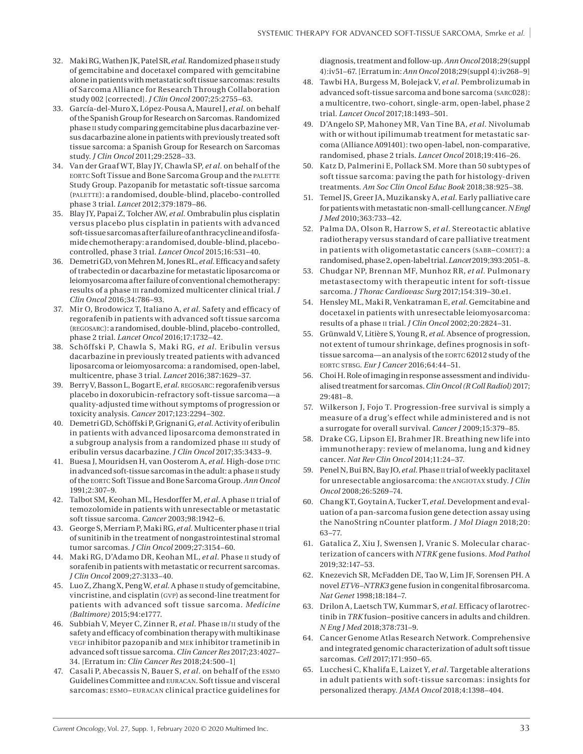32. Maki RG, Wathen JK, Patel SR, *et al.* Randomized phase II study of gemcitabine and docetaxel compared with gemcitabine alone in patients with metastatic soft tissue sarcomas: results of Sarcoma Alliance for Research Through Collaboration study 002 [corrected]. *J Clin Oncol* 2007;25:2755–63.
33. García-del-Muro X, López-Pousa A, Maurel J, *et al.* on behalf of the Spanish Group for Research on Sarcomas. Randomized phase II study comparing gemcitabine plus dacarbazine versus dacarbazine alone in patients with previously treated soft tissue sarcoma: a Spanish Group for Research on Sarcomas study. *J Clin Oncol* 2011;29:2528–33.
34. Van der Graaf WT, Blay JY, Chawla SP, *et al.* on behalf of the EORTC Soft Tissue and Bone Sarcoma Group and the PALETTE Study Group. Pazopanib for metastatic soft-tissue sarcoma (PALETTE): a randomised, double-blind, placebo-controlled phase 3 trial. *Lancet* 2012;379:1879–86.
35. Blay JY, Papai Z, Tolcher AW, *et al.* Ombrabulin plus cisplatin versus placebo plus cisplatin in patients with advanced soft-tissue sarcomas after failure of anthracycline and ifosfamide chemotherapy: a randomised, double-blind, placebo-controlled, phase 3 trial. *Lancet Oncol* 2015;16:531–40.
36. Demetri GD, von Mehren M, Jones RL, *et al.* Efficacy and safety of trabectedin or dacarbazine for metastatic liposarcoma or leiomyosarcoma after failure of conventional chemotherapy: results of a phase III randomized multicenter clinical trial. *J Clin Oncol* 2016;34:786–93.
37. Mir O, Brodowicz T, Italiano A, *et al.* Safety and efficacy of regorafenib in patients with advanced soft tissue sarcoma (REGOSARC): a randomised, double-blind, placebo-controlled, phase 2 trial. *Lancet Oncol* 2016;17:1732–42.
38. Schöffski P, Chawla S, Maki RG, *et al.* Eribulin versus dacarbazine in previously treated patients with advanced liposarcoma or leiomyosarcoma: a randomised, open-label, multicentre, phase 3 trial. *Lancet* 2016;387:1629–37.
39. Berry V, Basson L, Bogart E, *et al.* REGOSARC: regorafenib versus placebo in doxorubicin-refractory soft-tissue sarcoma—a quality-adjusted time without symptoms of progression or toxicity analysis. *Cancer* 2017;123:2294–302.
40. Demetri GD, Schöffski P, Grignani G, *et al.* Activity of eribulin in patients with advanced liposarcoma demonstrated in a subgroup analysis from a randomized phase III study of eribulin versus dacarbazine. *J Clin Oncol* 2017;35:3433–9.
41. Buesa J, Mouridsen H, van Oosterom A, *et al.* High-dose DTIC in advanced soft-tissue sarcomas in the adult: a phase II study of the EORTC Soft Tissue and Bone Sarcoma Group. *Ann Oncol* 1991;2:307–9.
42. Talbot SM, Keohan ML, Hesdorffer M, *et al.* A phase II trial of temozolomide in patients with unresectable or metastatic soft tissue sarcoma. *Cancer* 2003;98:1942–6.
43. George S, Merriam P, Maki RG, *et al.* Multicenter phase II trial of sunitinib in the treatment of nongastrointestinal stromal tumor sarcomas. *J Clin Oncol* 2009;27:3154–60.
44. Maki RG, D'Adamo DR, Keohan ML, *et al.* Phase II study of sorafenib in patients with metastatic or recurrent sarcomas. *J Clin Oncol* 2009;27:3133–40.
45. Luo Z, Zhang X, Peng W, *et al.* A phase II study of gemcitabine, vincristine, and cisplatin (GVP) as second-line treatment for patients with advanced soft tissue sarcoma. *Medicine (Baltimore)* 2015;94:e1777.
46. Subbiah V, Meyer C, Zinner R, *et al.* Phase IB/II study of the safety and efficacy of combination therapy with multikinase VEGF inhibitor pazopanib and MEK inhibitor trametinib in advanced soft tissue sarcoma. *Clin Cancer Res* 2017;23:4027–34. [Erratum in: *Clin Cancer Res* 2018;24:500–1]
47. Casali P, Abecassis N, Bauer S, *et al.* on behalf of the ESMO Guidelines Committee and EURACAN. Soft tissue and visceral sarcomas: ESMO–EURACAN clinical practice guidelines for diagnosis, treatment and follow-up. *Ann Oncol* 2018;29(suppl 4):iv51–67. [Erratum in: *Ann Oncol* 2018;29(suppl 4):iv268–9]
48. Tawbi HA, Burgess M, Bolejack V, *et al.* Pembrolizumab in advanced soft-tissue sarcoma and bone sarcoma (SARC028): a multicentre, two-cohort, single-arm, open-label, phase 2 trial. *Lancet Oncol* 2017;18:1493–501.
49. D'Angelo SP, Mahoney MR, Van Tine BA, *et al.* Nivolumab with or without ipilimumab treatment for metastatic sarcoma (Alliance A091401): two open-label, non-comparative, randomised, phase 2 trials. *Lancet Oncol* 2018;19:416–26.
50. Katz D, Palmerini E, Pollack SM. More than 50 subtypes of soft tissue sarcoma: paving the path for histology-driven treatments. *Am Soc Clin Oncol Educ Book* 2018;38:925–38.
51. Temel JS, Greer JA, Muzikansky A, *et al.* Early palliative care for patients with metastatic non-small-cell lung cancer. *N Engl J Med* 2010;363:733–42.
52. Palma DA, Olson R, Harrow S, *et al.* Stereotactic ablative radiotherapy versus standard of care palliative treatment in patients with oligometastatic cancers (SABR–COMET): a randomised, phase 2, open-label trial. *Lancet* 2019;393:2051–8.
53. Chudgar NP, Brennan MF, Munhoz RR, *et al.* Pulmonary metastasectomy with therapeutic intent for soft-tissue sarcoma. *J Thorac Cardiovasc Surg* 2017;154:319–30.e1.
54. Hensley ML, Maki R, Venkatraman E, *et al.* Gemcitabine and docetaxel in patients with unresectable leiomyosarcoma: results of a phase II trial. *J Clin Oncol* 2002;20:2824–31.
55. Grünwald V, Litière S, Young R, *et al.* Absence of progression, not extent of tumour shrinkage, defines prognosis in soft-tissue sarcoma—an analysis of the EORTC 62012 study of the EORTC STBSG. *Eur J Cancer* 2016;64:44–51.
56. Choi H. Role of imaging in response assessment and individualised treatment for sarcomas. *Clin Oncol (R Coll Radiol)* 2017;29:481–8.
57. Wilkerson J, Fojo T. Progression-free survival is simply a measure of a drug's effect while administered and is not a surrogate for overall survival. *Cancer J* 2009;15:379–85.
58. Drake CG, Lipson EJ, Brahmer JR. Breathing new life into immunotherapy: review of melanoma, lung and kidney cancer. *Nat Rev Clin Oncol* 2014;11:24–37.
59. Penel N, Bui BN, Bay JO, *et al.* Phase II trial of weekly paclitaxel for unresectable angiosarcoma: the ANGIOTAX study. *J Clin Oncol* 2008;26:5269–74.
60. Chang KT, Goytain A, Tucker T, *et al.* Development and evaluation of a pan-sarcoma fusion gene detection assay using the NanoString nCounter platform. *J Mol Diagn* 2018;20:63–77.
61. Gatalica Z, Xiu J, Swensen J, Vranic S. Molecular characterization of cancers with *NTRK* gene fusions. *Mod Pathol* 2019;32:147–53.
62. Knezevich SR, McFadden DE, Tao W, Lim JF, Sorensen PH. A novel *ETV6–NTRK3* gene fusion in congenital fibrosarcoma. *Nat Genet* 1998;18:184–7.
63. Drilon A, Laetsch TW, Kummar S, *et al.* Efficacy of larotrectinib in *TRK* fusion–positive cancers in adults and children. *N Eng J Med* 2018;378:731–9.
64. Cancer Genome Atlas Research Network. Comprehensive and integrated genomic characterization of adult soft tissue sarcomas. *Cell* 2017;171:950–65.
65. Lucchesi C, Khalifa E, Laizet Y, *et al.* Targetable alterations in adult patients with soft-tissue sarcomas: insights for personalized therapy. *JAMA Oncol* 2018;4:1398–404.